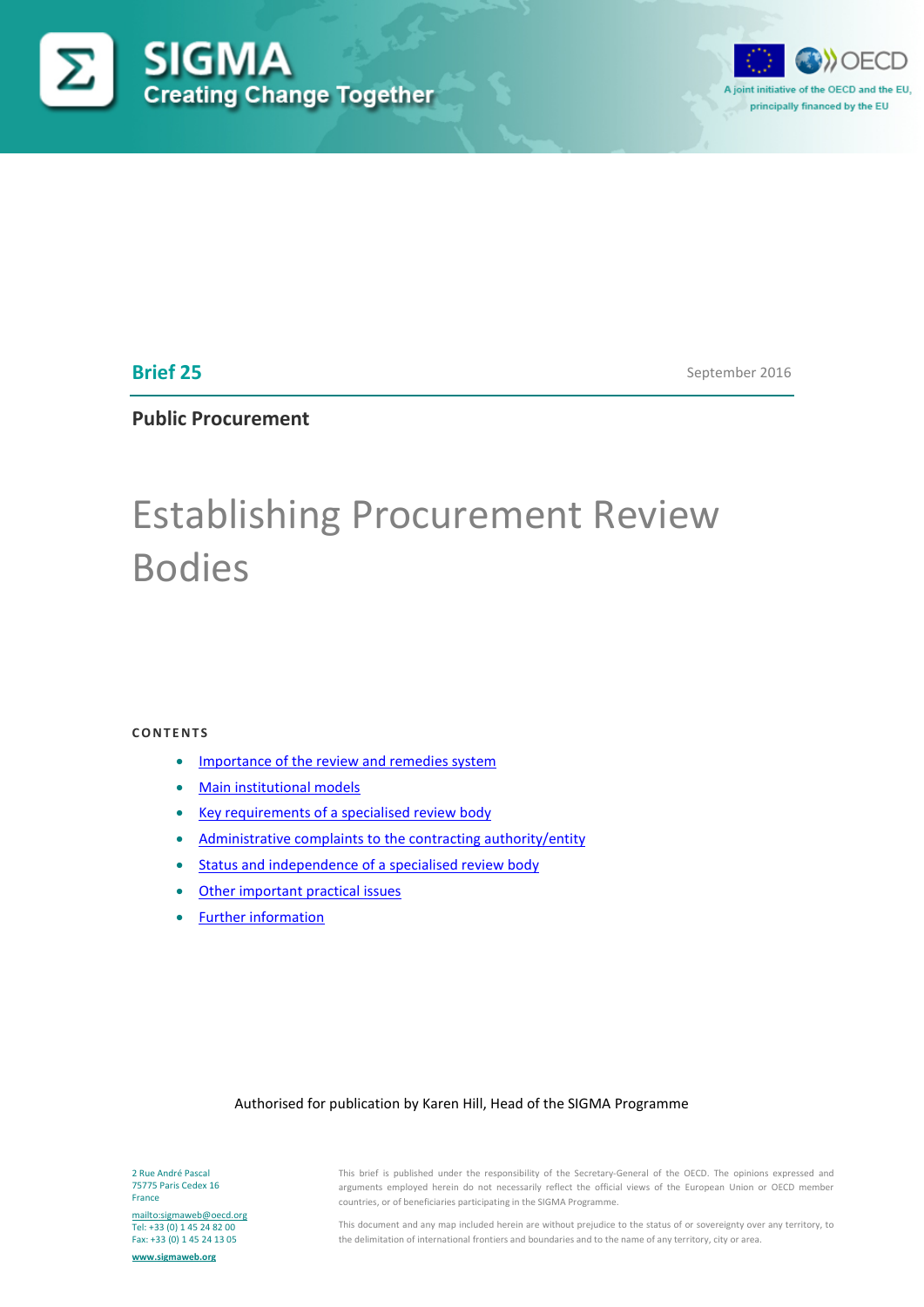SIGMA
Creating Change Together

A joint initiative of the OECD and the EU, principally financed by the EU

**Brief 25** September 2016

**Public Procurement**

# Establishing Procurement Review Bodies

**CONTENTS**

- Importance of the review and remedies system
- Main institutional models
- Key requirements of a specialised review body
- Administrative complaints to the contracting authority/entity
- Status and independence of a specialised review body
- Other important practical issues
- Further information

Authorised for publication by Karen Hill, Head of the SIGMA Programme

2 Rue André Pascal
75775 Paris Cedex 16
France

mailto:sigmaweb@oecd.org
Tel: +33 (0) 1 45 24 82 00
Fax: +33 (0) 1 45 24 13 05

www.sigmaweb.org

This brief is published under the responsibility of the Secretary-General of the OECD. The opinions expressed and arguments employed herein do not necessarily reflect the official views of the European Union or OECD member countries, or of beneficiaries participating in the SIGMA Programme.

This document and any map included herein are without prejudice to the status of or sovereignty over any territory, to the delimitation of international frontiers and boundaries and to the name of any territory, city or area.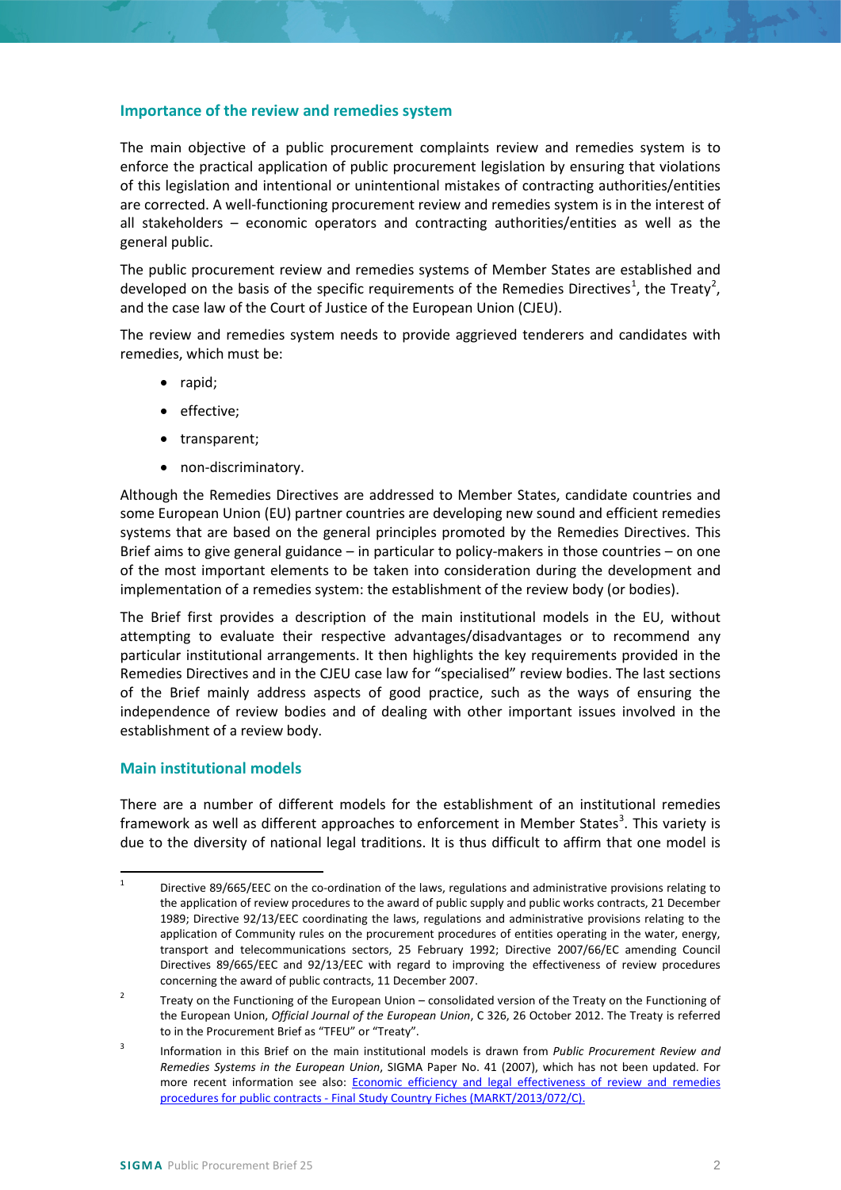## Importance of the review and remedies system

The main objective of a public procurement complaints review and remedies system is to enforce the practical application of public procurement legislation by ensuring that violations of this legislation and intentional or unintentional mistakes of contracting authorities/entities are corrected. A well-functioning procurement review and remedies system is in the interest of all stakeholders – economic operators and contracting authorities/entities as well as the general public.

The public procurement review and remedies systems of Member States are established and developed on the basis of the specific requirements of the Remedies Directives[1], the Treaty[2], and the case law of the Court of Justice of the European Union (CJEU).

The review and remedies system needs to provide aggrieved tenderers and candidates with remedies, which must be:

- rapid;
- effective;
- transparent;
- non-discriminatory.

Although the Remedies Directives are addressed to Member States, candidate countries and some European Union (EU) partner countries are developing new sound and efficient remedies systems that are based on the general principles promoted by the Remedies Directives. This Brief aims to give general guidance – in particular to policy-makers in those countries – on one of the most important elements to be taken into consideration during the development and implementation of a remedies system: the establishment of the review body (or bodies).

The Brief first provides a description of the main institutional models in the EU, without attempting to evaluate their respective advantages/disadvantages or to recommend any particular institutional arrangements. It then highlights the key requirements provided in the Remedies Directives and in the CJEU case law for "specialised" review bodies. The last sections of the Brief mainly address aspects of good practice, such as the ways of ensuring the independence of review bodies and of dealing with other important issues involved in the establishment of a review body.

## Main institutional models

There are a number of different models for the establishment of an institutional remedies framework as well as different approaches to enforcement in Member States[3]. This variety is due to the diversity of national legal traditions. It is thus difficult to affirm that one model is

---

[1] Directive 89/665/EEC on the co-ordination of the laws, regulations and administrative provisions relating to the application of review procedures to the award of public supply and public works contracts, 21 December 1989; Directive 92/13/EEC coordinating the laws, regulations and administrative provisions relating to the application of Community rules on the procurement procedures of entities operating in the water, energy, transport and telecommunications sectors, 25 February 1992; Directive 2007/66/EC amending Council Directives 89/665/EEC and 92/13/EEC with regard to improving the effectiveness of review procedures concerning the award of public contracts, 11 December 2007.

[2] Treaty on the Functioning of the European Union – consolidated version of the Treaty on the Functioning of the European Union, *Official Journal of the European Union*, C 326, 26 October 2012. The Treaty is referred to in the Procurement Brief as "TFEU" or "Treaty".

[3] Information in this Brief on the main institutional models is drawn from *Public Procurement Review and Remedies Systems in the European Union*, SIGMA Paper No. 41 (2007), which has not been updated. For more recent information see also: [Economic efficiency and legal effectiveness of review and remedies procedures for public contracts - Final Study Country Fiches (MARKT/2013/072/C).]()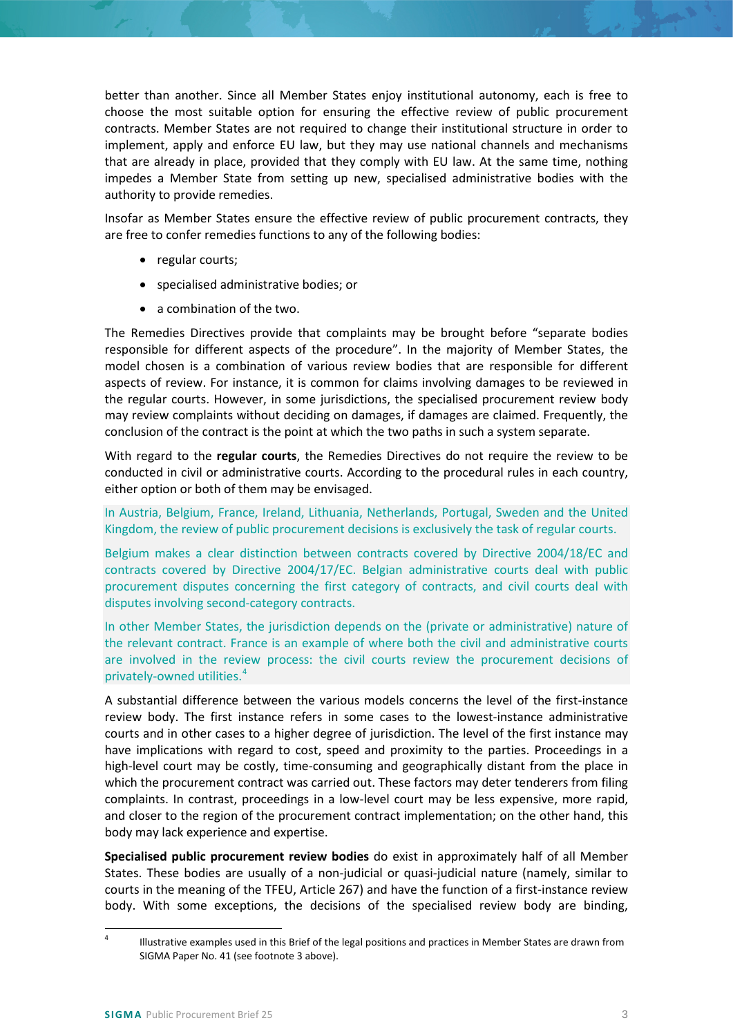better than another. Since all Member States enjoy institutional autonomy, each is free to choose the most suitable option for ensuring the effective review of public procurement contracts. Member States are not required to change their institutional structure in order to implement, apply and enforce EU law, but they may use national channels and mechanisms that are already in place, provided that they comply with EU law. At the same time, nothing impedes a Member State from setting up new, specialised administrative bodies with the authority to provide remedies.

Insofar as Member States ensure the effective review of public procurement contracts, they are free to confer remedies functions to any of the following bodies:

- regular courts;
- specialised administrative bodies; or
- a combination of the two.

The Remedies Directives provide that complaints may be brought before "separate bodies responsible for different aspects of the procedure". In the majority of Member States, the model chosen is a combination of various review bodies that are responsible for different aspects of review. For instance, it is common for claims involving damages to be reviewed in the regular courts. However, in some jurisdictions, the specialised procurement review body may review complaints without deciding on damages, if damages are claimed. Frequently, the conclusion of the contract is the point at which the two paths in such a system separate.

With regard to the **regular courts**, the Remedies Directives do not require the review to be conducted in civil or administrative courts. According to the procedural rules in each country, either option or both of them may be envisaged.

In Austria, Belgium, France, Ireland, Lithuania, Netherlands, Portugal, Sweden and the United Kingdom, the review of public procurement decisions is exclusively the task of regular courts.

Belgium makes a clear distinction between contracts covered by Directive 2004/18/EC and contracts covered by Directive 2004/17/EC. Belgian administrative courts deal with public procurement disputes concerning the first category of contracts, and civil courts deal with disputes involving second-category contracts.

In other Member States, the jurisdiction depends on the (private or administrative) nature of the relevant contract. France is an example of where both the civil and administrative courts are involved in the review process: the civil courts review the procurement decisions of privately-owned utilities.[4]

A substantial difference between the various models concerns the level of the first-instance review body. The first instance refers in some cases to the lowest-instance administrative courts and in other cases to a higher degree of jurisdiction. The level of the first instance may have implications with regard to cost, speed and proximity to the parties. Proceedings in a high-level court may be costly, time-consuming and geographically distant from the place in which the procurement contract was carried out. These factors may deter tenderers from filing complaints. In contrast, proceedings in a low-level court may be less expensive, more rapid, and closer to the region of the procurement contract implementation; on the other hand, this body may lack experience and expertise.

**Specialised public procurement review bodies** do exist in approximately half of all Member States. These bodies are usually of a non-judicial or quasi-judicial nature (namely, similar to courts in the meaning of the TFEU, Article 267) and have the function of a first-instance review body. With some exceptions, the decisions of the specialised review body are binding,

[4] Illustrative examples used in this Brief of the legal positions and practices in Member States are drawn from SIGMA Paper No. 41 (see footnote 3 above).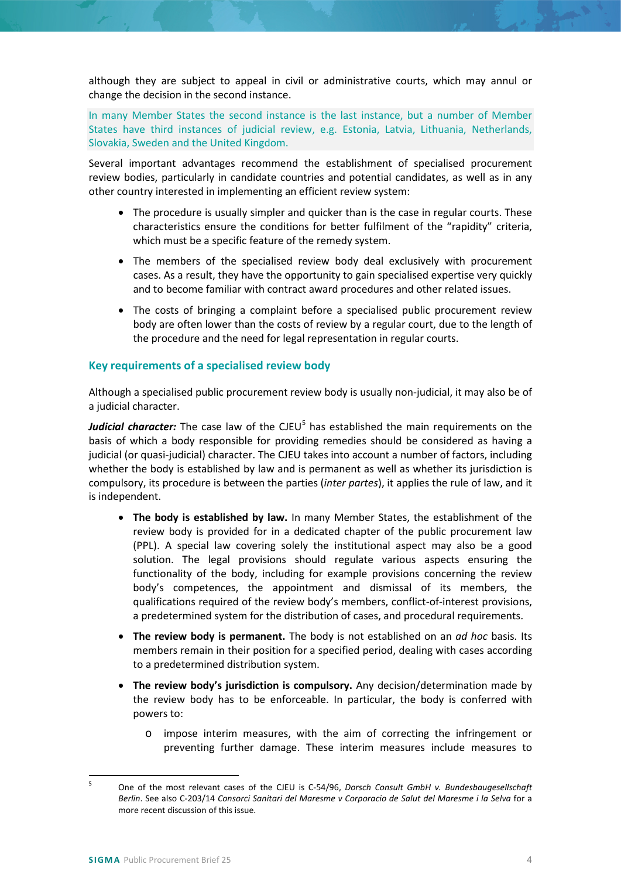although they are subject to appeal in civil or administrative courts, which may annul or change the decision in the second instance.

In many Member States the second instance is the last instance, but a number of Member States have third instances of judicial review, e.g. Estonia, Latvia, Lithuania, Netherlands, Slovakia, Sweden and the United Kingdom.

Several important advantages recommend the establishment of specialised procurement review bodies, particularly in candidate countries and potential candidates, as well as in any other country interested in implementing an efficient review system:

- The procedure is usually simpler and quicker than is the case in regular courts. These characteristics ensure the conditions for better fulfilment of the "rapidity" criteria, which must be a specific feature of the remedy system.
- The members of the specialised review body deal exclusively with procurement cases. As a result, they have the opportunity to gain specialised expertise very quickly and to become familiar with contract award procedures and other related issues.
- The costs of bringing a complaint before a specialised public procurement review body are often lower than the costs of review by a regular court, due to the length of the procedure and the need for legal representation in regular courts.

### Key requirements of a specialised review body

Although a specialised public procurement review body is usually non-judicial, it may also be of a judicial character.

***Judicial character:*** The case law of the CJEU[5] has established the main requirements on the basis of which a body responsible for providing remedies should be considered as having a judicial (or quasi-judicial) character. The CJEU takes into account a number of factors, including whether the body is established by law and is permanent as well as whether its jurisdiction is compulsory, its procedure is between the parties (*inter partes*), it applies the rule of law, and it is independent.

- **The body is established by law.** In many Member States, the establishment of the review body is provided for in a dedicated chapter of the public procurement law (PPL). A special law covering solely the institutional aspect may also be a good solution. The legal provisions should regulate various aspects ensuring the functionality of the body, including for example provisions concerning the review body's competences, the appointment and dismissal of its members, the qualifications required of the review body's members, conflict-of-interest provisions, a predetermined system for the distribution of cases, and procedural requirements.
- **The review body is permanent.** The body is not established on an *ad hoc* basis. Its members remain in their position for a specified period, dealing with cases according to a predetermined distribution system.
- **The review body's jurisdiction is compulsory.** Any decision/determination made by the review body has to be enforceable. In particular, the body is conferred with powers to:
  - impose interim measures, with the aim of correcting the infringement or preventing further damage. These interim measures include measures to

[5] One of the most relevant cases of the CJEU is C-54/96, *Dorsch Consult GmbH v. Bundesbaugesellschaft Berlin*. See also C-203/14 *Consorci Sanitari del Maresme v Corporacio de Salut del Maresme i la Selva* for a more recent discussion of this issue.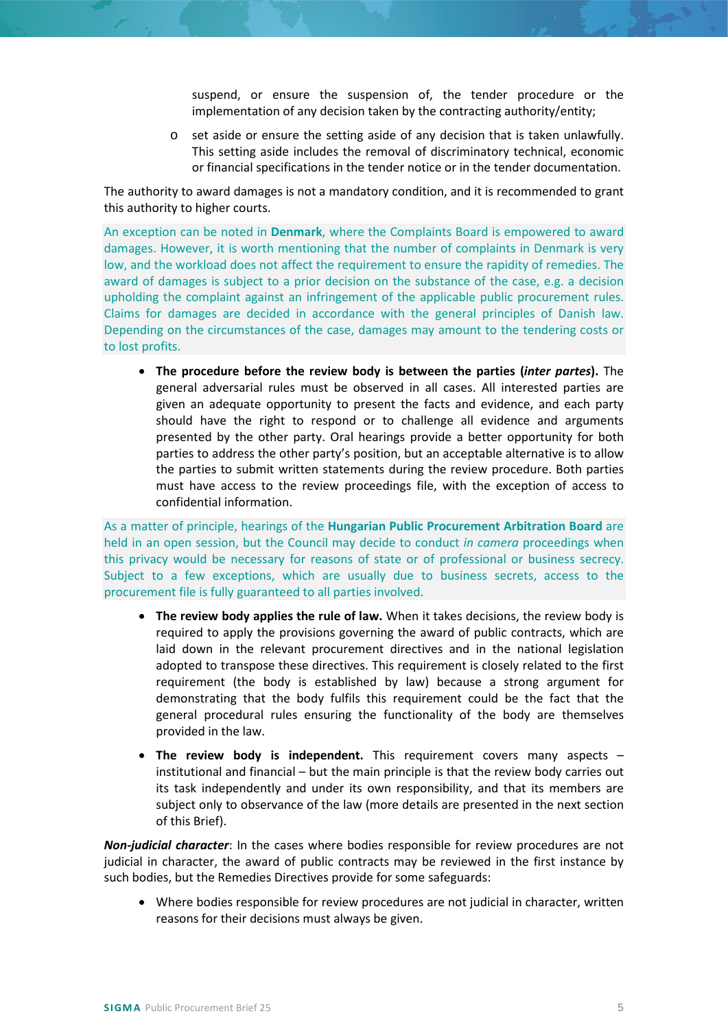suspend, or ensure the suspension of, the tender procedure or the implementation of any decision taken by the contracting authority/entity;

  - set aside or ensure the setting aside of any decision that is taken unlawfully. This setting aside includes the removal of discriminatory technical, economic or financial specifications in the tender notice or in the tender documentation.

The authority to award damages is not a mandatory condition, and it is recommended to grant this authority to higher courts.

An exception can be noted in **Denmark**, where the Complaints Board is empowered to award damages. However, it is worth mentioning that the number of complaints in Denmark is very low, and the workload does not affect the requirement to ensure the rapidity of remedies. The award of damages is subject to a prior decision on the substance of the case, e.g. a decision upholding the complaint against an infringement of the applicable public procurement rules. Claims for damages are decided in accordance with the general principles of Danish law. Depending on the circumstances of the case, damages may amount to the tendering costs or to lost profits.

- **The procedure before the review body is between the parties (*inter partes*).** The general adversarial rules must be observed in all cases. All interested parties are given an adequate opportunity to present the facts and evidence, and each party should have the right to respond or to challenge all evidence and arguments presented by the other party. Oral hearings provide a better opportunity for both parties to address the other party's position, but an acceptable alternative is to allow the parties to submit written statements during the review procedure. Both parties must have access to the review proceedings file, with the exception of access to confidential information.

As a matter of principle, hearings of the **Hungarian Public Procurement Arbitration Board** are held in an open session, but the Council may decide to conduct *in camera* proceedings when this privacy would be necessary for reasons of state or of professional or business secrecy. Subject to a few exceptions, which are usually due to business secrets, access to the procurement file is fully guaranteed to all parties involved.

- **The review body applies the rule of law.** When it takes decisions, the review body is required to apply the provisions governing the award of public contracts, which are laid down in the relevant procurement directives and in the national legislation adopted to transpose these directives. This requirement is closely related to the first requirement (the body is established by law) because a strong argument for demonstrating that the body fulfils this requirement could be the fact that the general procedural rules ensuring the functionality of the body are themselves provided in the law.

- **The review body is independent.** This requirement covers many aspects – institutional and financial – but the main principle is that the review body carries out its task independently and under its own responsibility, and that its members are subject only to observance of the law (more details are presented in the next section of this Brief).

***Non-judicial character***: In the cases where bodies responsible for review procedures are not judicial in character, the award of public contracts may be reviewed in the first instance by such bodies, but the Remedies Directives provide for some safeguards:

- Where bodies responsible for review procedures are not judicial in character, written reasons for their decisions must always be given.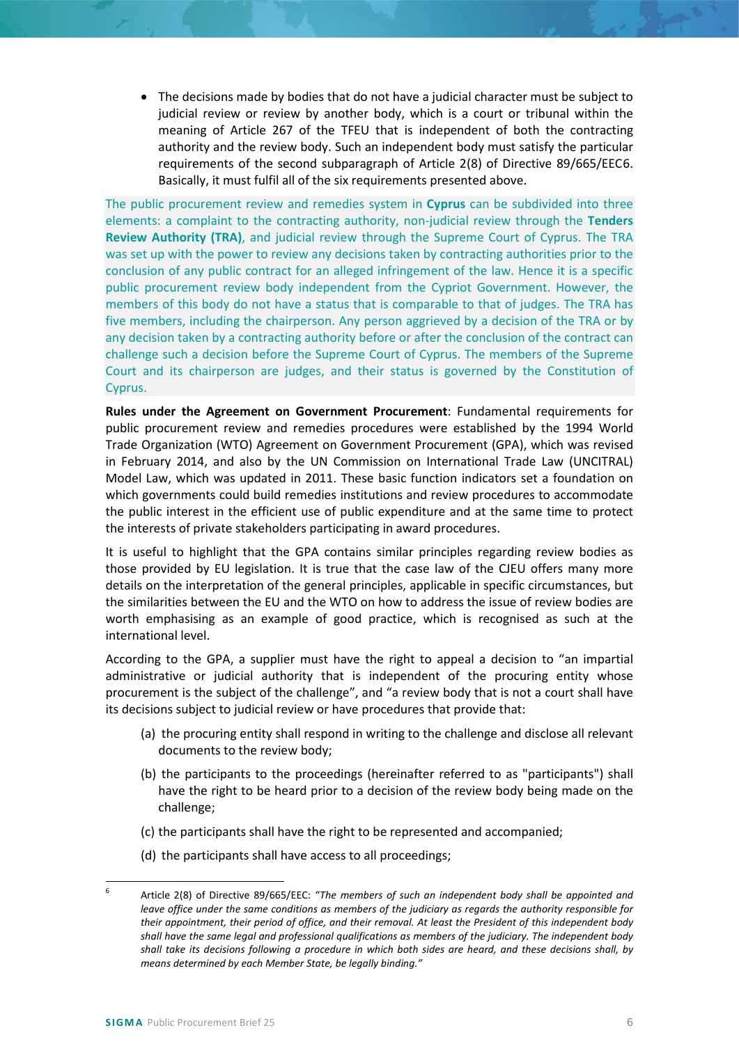- The decisions made by bodies that do not have a judicial character must be subject to judicial review or review by another body, which is a court or tribunal within the meaning of Article 267 of the TFEU that is independent of both the contracting authority and the review body. Such an independent body must satisfy the particular requirements of the second subparagraph of Article 2(8) of Directive 89/665/EEC[6]. Basically, it must fulfil all of the six requirements presented above.

The public procurement review and remedies system in **Cyprus** can be subdivided into three elements: a complaint to the contracting authority, non-judicial review through the **Tenders Review Authority (TRA)**, and judicial review through the Supreme Court of Cyprus. The TRA was set up with the power to review any decisions taken by contracting authorities prior to the conclusion of any public contract for an alleged infringement of the law. Hence it is a specific public procurement review body independent from the Cypriot Government. However, the members of this body do not have a status that is comparable to that of judges. The TRA has five members, including the chairperson. Any person aggrieved by a decision of the TRA or by any decision taken by a contracting authority before or after the conclusion of the contract can challenge such a decision before the Supreme Court of Cyprus. The members of the Supreme Court and its chairperson are judges, and their status is governed by the Constitution of Cyprus.

**Rules under the Agreement on Government Procurement**: Fundamental requirements for public procurement review and remedies procedures were established by the 1994 World Trade Organization (WTO) Agreement on Government Procurement (GPA), which was revised in February 2014, and also by the UN Commission on International Trade Law (UNCITRAL) Model Law, which was updated in 2011. These basic function indicators set a foundation on which governments could build remedies institutions and review procedures to accommodate the public interest in the efficient use of public expenditure and at the same time to protect the interests of private stakeholders participating in award procedures.

It is useful to highlight that the GPA contains similar principles regarding review bodies as those provided by EU legislation. It is true that the case law of the CJEU offers many more details on the interpretation of the general principles, applicable in specific circumstances, but the similarities between the EU and the WTO on how to address the issue of review bodies are worth emphasising as an example of good practice, which is recognised as such at the international level.

According to the GPA, a supplier must have the right to appeal a decision to "an impartial administrative or judicial authority that is independent of the procuring entity whose procurement is the subject of the challenge", and "a review body that is not a court shall have its decisions subject to judicial review or have procedures that provide that:

(a) the procuring entity shall respond in writing to the challenge and disclose all relevant documents to the review body;

(b) the participants to the proceedings (hereinafter referred to as "participants") shall have the right to be heard prior to a decision of the review body being made on the challenge;

(c) the participants shall have the right to be represented and accompanied;

(d) the participants shall have access to all proceedings;

---

[6] Article 2(8) of Directive 89/665/EEC: "*The members of such an independent body shall be appointed and leave office under the same conditions as members of the judiciary as regards the authority responsible for their appointment, their period of office, and their removal. At least the President of this independent body shall have the same legal and professional qualifications as members of the judiciary. The independent body shall take its decisions following a procedure in which both sides are heard, and these decisions shall, by means determined by each Member State, be legally binding.*"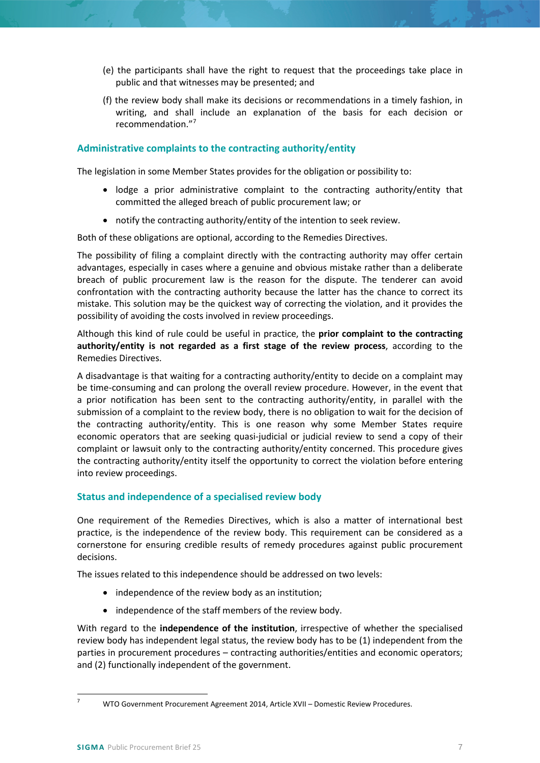(e) the participants shall have the right to request that the proceedings take place in public and that witnesses may be presented; and

(f) the review body shall make its decisions or recommendations in a timely fashion, in writing, and shall include an explanation of the basis for each decision or recommendation."[7]

### Administrative complaints to the contracting authority/entity

The legislation in some Member States provides for the obligation or possibility to:

- lodge a prior administrative complaint to the contracting authority/entity that committed the alleged breach of public procurement law; or
- notify the contracting authority/entity of the intention to seek review.

Both of these obligations are optional, according to the Remedies Directives.

The possibility of filing a complaint directly with the contracting authority may offer certain advantages, especially in cases where a genuine and obvious mistake rather than a deliberate breach of public procurement law is the reason for the dispute. The tenderer can avoid confrontation with the contracting authority because the latter has the chance to correct its mistake. This solution may be the quickest way of correcting the violation, and it provides the possibility of avoiding the costs involved in review proceedings.

Although this kind of rule could be useful in practice, the **prior complaint to the contracting authority/entity is not regarded as a first stage of the review process**, according to the Remedies Directives.

A disadvantage is that waiting for a contracting authority/entity to decide on a complaint may be time-consuming and can prolong the overall review procedure. However, in the event that a prior notification has been sent to the contracting authority/entity, in parallel with the submission of a complaint to the review body, there is no obligation to wait for the decision of the contracting authority/entity. This is one reason why some Member States require economic operators that are seeking quasi-judicial or judicial review to send a copy of their complaint or lawsuit only to the contracting authority/entity concerned. This procedure gives the contracting authority/entity itself the opportunity to correct the violation before entering into review proceedings.

### Status and independence of a specialised review body

One requirement of the Remedies Directives, which is also a matter of international best practice, is the independence of the review body. This requirement can be considered as a cornerstone for ensuring credible results of remedy procedures against public procurement decisions.

The issues related to this independence should be addressed on two levels:

- independence of the review body as an institution;
- independence of the staff members of the review body.

With regard to the **independence of the institution**, irrespective of whether the specialised review body has independent legal status, the review body has to be (1) independent from the parties in procurement procedures – contracting authorities/entities and economic operators; and (2) functionally independent of the government.

[7] WTO Government Procurement Agreement 2014, Article XVII – Domestic Review Procedures.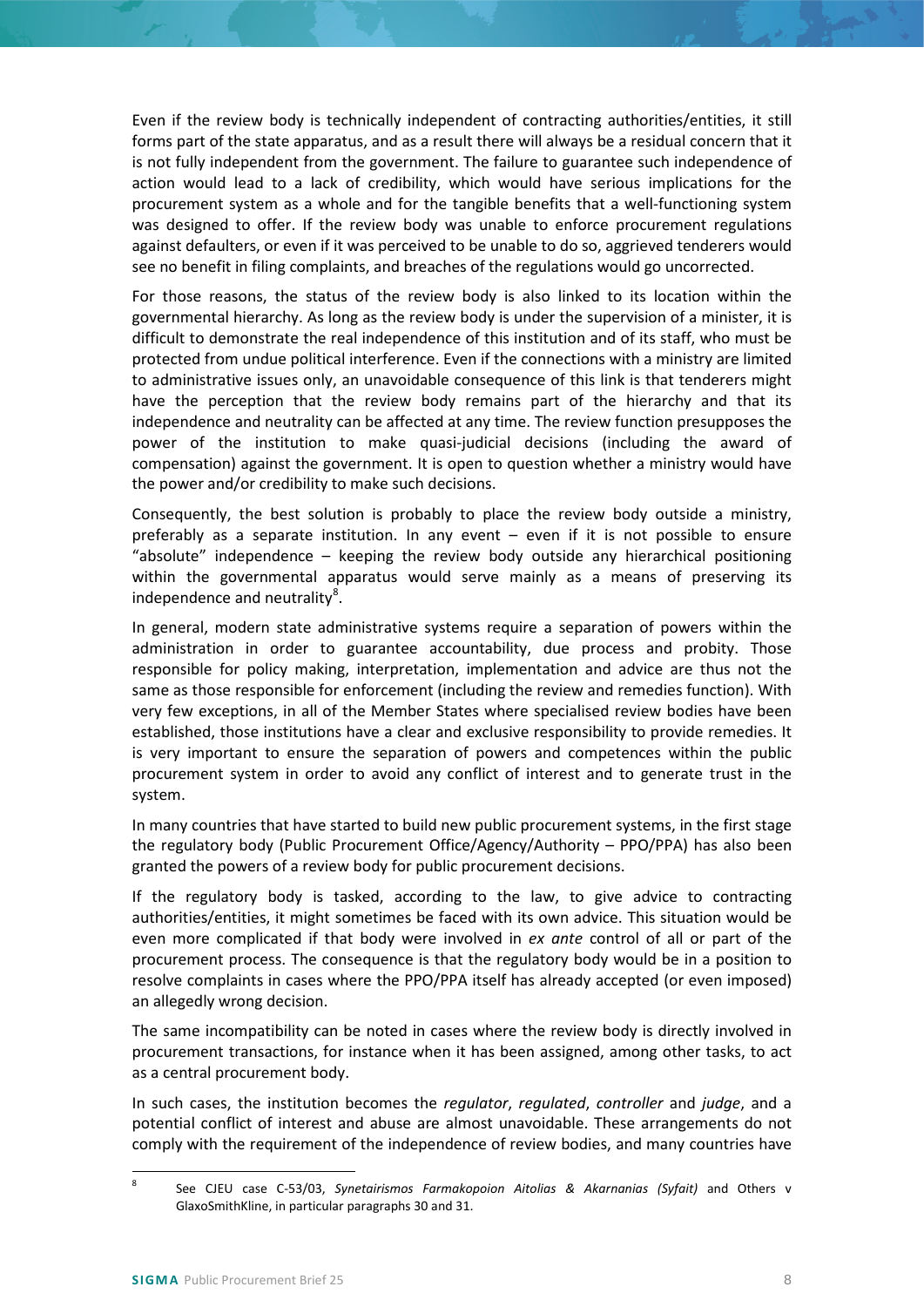Even if the review body is technically independent of contracting authorities/entities, it still forms part of the state apparatus, and as a result there will always be a residual concern that it is not fully independent from the government. The failure to guarantee such independence of action would lead to a lack of credibility, which would have serious implications for the procurement system as a whole and for the tangible benefits that a well-functioning system was designed to offer. If the review body was unable to enforce procurement regulations against defaulters, or even if it was perceived to be unable to do so, aggrieved tenderers would see no benefit in filing complaints, and breaches of the regulations would go uncorrected.

For those reasons, the status of the review body is also linked to its location within the governmental hierarchy. As long as the review body is under the supervision of a minister, it is difficult to demonstrate the real independence of this institution and of its staff, who must be protected from undue political interference. Even if the connections with a ministry are limited to administrative issues only, an unavoidable consequence of this link is that tenderers might have the perception that the review body remains part of the hierarchy and that its independence and neutrality can be affected at any time. The review function presupposes the power of the institution to make quasi-judicial decisions (including the award of compensation) against the government. It is open to question whether a ministry would have the power and/or credibility to make such decisions.

Consequently, the best solution is probably to place the review body outside a ministry, preferably as a separate institution. In any event – even if it is not possible to ensure "absolute" independence – keeping the review body outside any hierarchical positioning within the governmental apparatus would serve mainly as a means of preserving its independence and neutrality[8].

In general, modern state administrative systems require a separation of powers within the administration in order to guarantee accountability, due process and probity. Those responsible for policy making, interpretation, implementation and advice are thus not the same as those responsible for enforcement (including the review and remedies function). With very few exceptions, in all of the Member States where specialised review bodies have been established, those institutions have a clear and exclusive responsibility to provide remedies. It is very important to ensure the separation of powers and competences within the public procurement system in order to avoid any conflict of interest and to generate trust in the system.

In many countries that have started to build new public procurement systems, in the first stage the regulatory body (Public Procurement Office/Agency/Authority – PPO/PPA) has also been granted the powers of a review body for public procurement decisions.

If the regulatory body is tasked, according to the law, to give advice to contracting authorities/entities, it might sometimes be faced with its own advice. This situation would be even more complicated if that body were involved in *ex ante* control of all or part of the procurement process. The consequence is that the regulatory body would be in a position to resolve complaints in cases where the PPO/PPA itself has already accepted (or even imposed) an allegedly wrong decision.

The same incompatibility can be noted in cases where the review body is directly involved in procurement transactions, for instance when it has been assigned, among other tasks, to act as a central procurement body.

In such cases, the institution becomes the *regulator*, *regulated*, *controller* and *judge*, and a potential conflict of interest and abuse are almost unavoidable. These arrangements do not comply with the requirement of the independence of review bodies, and many countries have

---

[8] See CJEU case C-53/03, *Synetairismos Farmakopoion Aitolias & Akarnanias (Syfait)* and Others v GlaxoSmithKline, in particular paragraphs 30 and 31.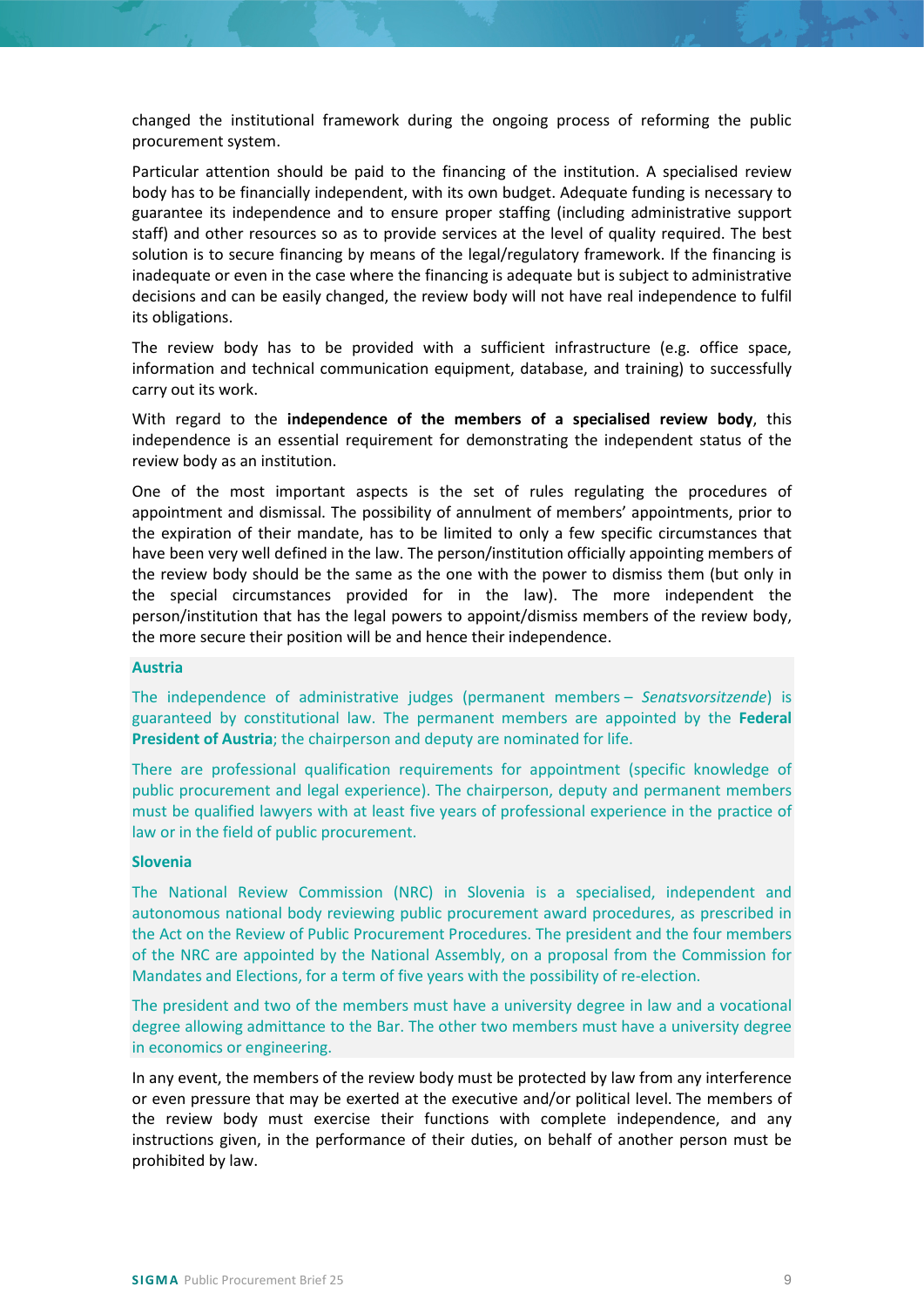changed the institutional framework during the ongoing process of reforming the public procurement system.

Particular attention should be paid to the financing of the institution. A specialised review body has to be financially independent, with its own budget. Adequate funding is necessary to guarantee its independence and to ensure proper staffing (including administrative support staff) and other resources so as to provide services at the level of quality required. The best solution is to secure financing by means of the legal/regulatory framework. If the financing is inadequate or even in the case where the financing is adequate but is subject to administrative decisions and can be easily changed, the review body will not have real independence to fulfil its obligations.

The review body has to be provided with a sufficient infrastructure (e.g. office space, information and technical communication equipment, database, and training) to successfully carry out its work.

With regard to the **independence of the members of a specialised review body**, this independence is an essential requirement for demonstrating the independent status of the review body as an institution.

One of the most important aspects is the set of rules regulating the procedures of appointment and dismissal. The possibility of annulment of members' appointments, prior to the expiration of their mandate, has to be limited to only a few specific circumstances that have been very well defined in the law. The person/institution officially appointing members of the review body should be the same as the one with the power to dismiss them (but only in the special circumstances provided for in the law). The more independent the person/institution that has the legal powers to appoint/dismiss members of the review body, the more secure their position will be and hence their independence.

**Austria**

The independence of administrative judges (permanent members – *Senatsvorsitzende*) is guaranteed by constitutional law. The permanent members are appointed by the **Federal President of Austria**; the chairperson and deputy are nominated for life.

There are professional qualification requirements for appointment (specific knowledge of public procurement and legal experience). The chairperson, deputy and permanent members must be qualified lawyers with at least five years of professional experience in the practice of law or in the field of public procurement.

**Slovenia**

The National Review Commission (NRC) in Slovenia is a specialised, independent and autonomous national body reviewing public procurement award procedures, as prescribed in the Act on the Review of Public Procurement Procedures. The president and the four members of the NRC are appointed by the National Assembly, on a proposal from the Commission for Mandates and Elections, for a term of five years with the possibility of re-election.

The president and two of the members must have a university degree in law and a vocational degree allowing admittance to the Bar. The other two members must have a university degree in economics or engineering.

In any event, the members of the review body must be protected by law from any interference or even pressure that may be exerted at the executive and/or political level. The members of the review body must exercise their functions with complete independence, and any instructions given, in the performance of their duties, on behalf of another person must be prohibited by law.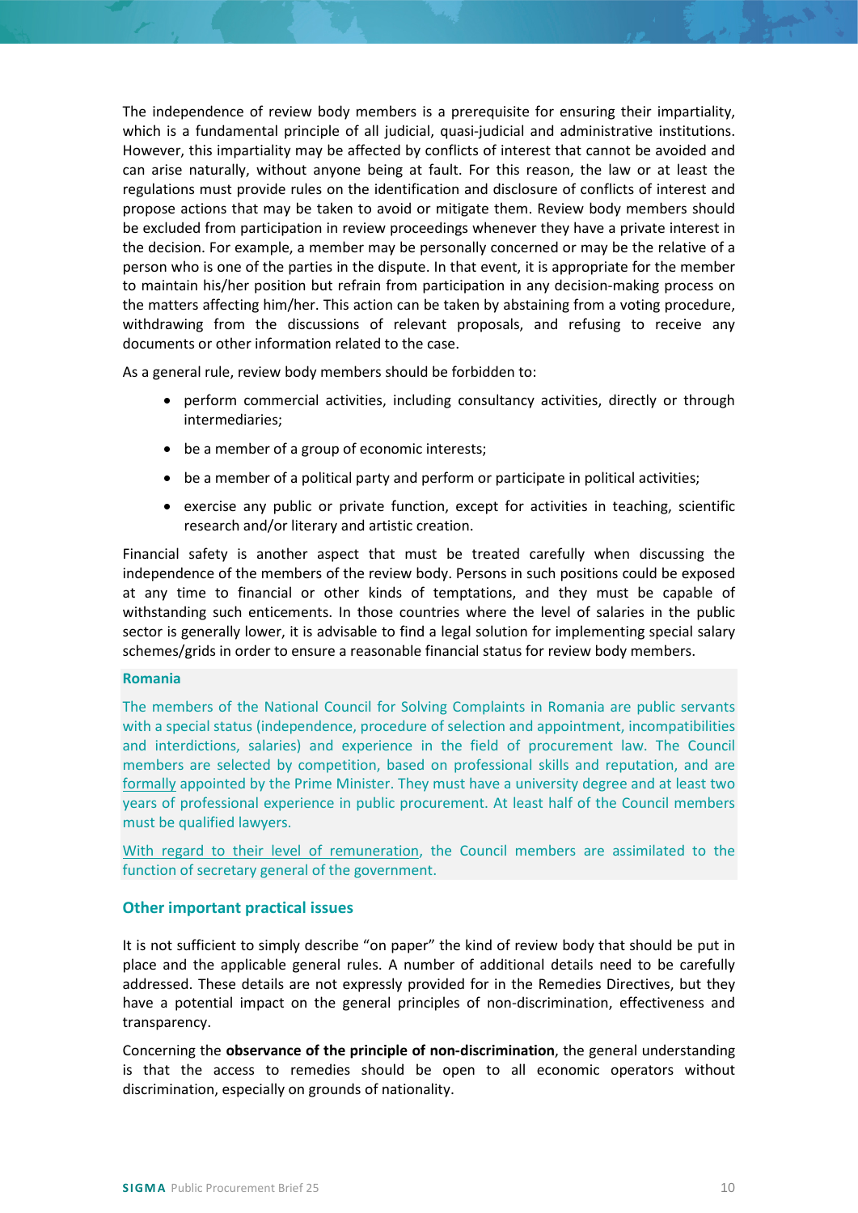The independence of review body members is a prerequisite for ensuring their impartiality, which is a fundamental principle of all judicial, quasi-judicial and administrative institutions. However, this impartiality may be affected by conflicts of interest that cannot be avoided and can arise naturally, without anyone being at fault. For this reason, the law or at least the regulations must provide rules on the identification and disclosure of conflicts of interest and propose actions that may be taken to avoid or mitigate them. Review body members should be excluded from participation in review proceedings whenever they have a private interest in the decision. For example, a member may be personally concerned or may be the relative of a person who is one of the parties in the dispute. In that event, it is appropriate for the member to maintain his/her position but refrain from participation in any decision-making process on the matters affecting him/her. This action can be taken by abstaining from a voting procedure, withdrawing from the discussions of relevant proposals, and refusing to receive any documents or other information related to the case.

As a general rule, review body members should be forbidden to:

- perform commercial activities, including consultancy activities, directly or through intermediaries;
- be a member of a group of economic interests;
- be a member of a political party and perform or participate in political activities;
- exercise any public or private function, except for activities in teaching, scientific research and/or literary and artistic creation.

Financial safety is another aspect that must be treated carefully when discussing the independence of the members of the review body. Persons in such positions could be exposed at any time to financial or other kinds of temptations, and they must be capable of withstanding such enticements. In those countries where the level of salaries in the public sector is generally lower, it is advisable to find a legal solution for implementing special salary schemes/grids in order to ensure a reasonable financial status for review body members.

**Romania**

The members of the National Council for Solving Complaints in Romania are public servants with a special status (independence, procedure of selection and appointment, incompatibilities and interdictions, salaries) and experience in the field of procurement law. The Council members are selected by competition, based on professional skills and reputation, and are formally appointed by the Prime Minister. They must have a university degree and at least two years of professional experience in public procurement. At least half of the Council members must be qualified lawyers.

With regard to their level of remuneration, the Council members are assimilated to the function of secretary general of the government.

### Other important practical issues

It is not sufficient to simply describe "on paper" the kind of review body that should be put in place and the applicable general rules. A number of additional details need to be carefully addressed. These details are not expressly provided for in the Remedies Directives, but they have a potential impact on the general principles of non-discrimination, effectiveness and transparency.

Concerning the **observance of the principle of non-discrimination**, the general understanding is that the access to remedies should be open to all economic operators without discrimination, especially on grounds of nationality.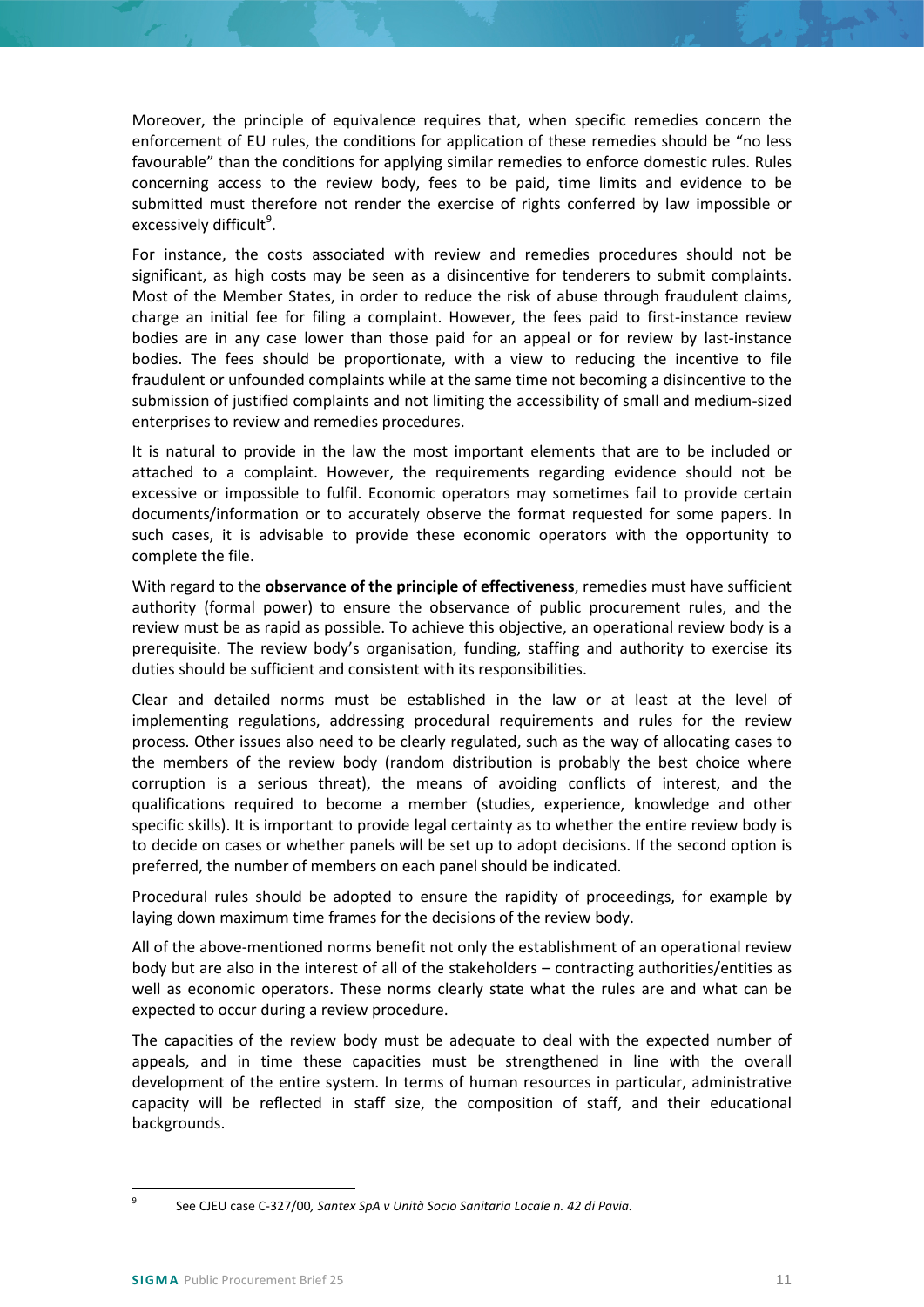Moreover, the principle of equivalence requires that, when specific remedies concern the enforcement of EU rules, the conditions for application of these remedies should be "no less favourable" than the conditions for applying similar remedies to enforce domestic rules. Rules concerning access to the review body, fees to be paid, time limits and evidence to be submitted must therefore not render the exercise of rights conferred by law impossible or excessively difficult[9].

For instance, the costs associated with review and remedies procedures should not be significant, as high costs may be seen as a disincentive for tenderers to submit complaints. Most of the Member States, in order to reduce the risk of abuse through fraudulent claims, charge an initial fee for filing a complaint. However, the fees paid to first-instance review bodies are in any case lower than those paid for an appeal or for review by last-instance bodies. The fees should be proportionate, with a view to reducing the incentive to file fraudulent or unfounded complaints while at the same time not becoming a disincentive to the submission of justified complaints and not limiting the accessibility of small and medium-sized enterprises to review and remedies procedures.

It is natural to provide in the law the most important elements that are to be included or attached to a complaint. However, the requirements regarding evidence should not be excessive or impossible to fulfil. Economic operators may sometimes fail to provide certain documents/information or to accurately observe the format requested for some papers. In such cases, it is advisable to provide these economic operators with the opportunity to complete the file.

With regard to the **observance of the principle of effectiveness**, remedies must have sufficient authority (formal power) to ensure the observance of public procurement rules, and the review must be as rapid as possible. To achieve this objective, an operational review body is a prerequisite. The review body's organisation, funding, staffing and authority to exercise its duties should be sufficient and consistent with its responsibilities.

Clear and detailed norms must be established in the law or at least at the level of implementing regulations, addressing procedural requirements and rules for the review process. Other issues also need to be clearly regulated, such as the way of allocating cases to the members of the review body (random distribution is probably the best choice where corruption is a serious threat), the means of avoiding conflicts of interest, and the qualifications required to become a member (studies, experience, knowledge and other specific skills). It is important to provide legal certainty as to whether the entire review body is to decide on cases or whether panels will be set up to adopt decisions. If the second option is preferred, the number of members on each panel should be indicated.

Procedural rules should be adopted to ensure the rapidity of proceedings, for example by laying down maximum time frames for the decisions of the review body.

All of the above-mentioned norms benefit not only the establishment of an operational review body but are also in the interest of all of the stakeholders – contracting authorities/entities as well as economic operators. These norms clearly state what the rules are and what can be expected to occur during a review procedure.

The capacities of the review body must be adequate to deal with the expected number of appeals, and in time these capacities must be strengthened in line with the overall development of the entire system. In terms of human resources in particular, administrative capacity will be reflected in staff size, the composition of staff, and their educational backgrounds.

---

[9] See CJEU case C-327/00, *Santex SpA v Unità Socio Sanitaria Locale n. 42 di Pavia.*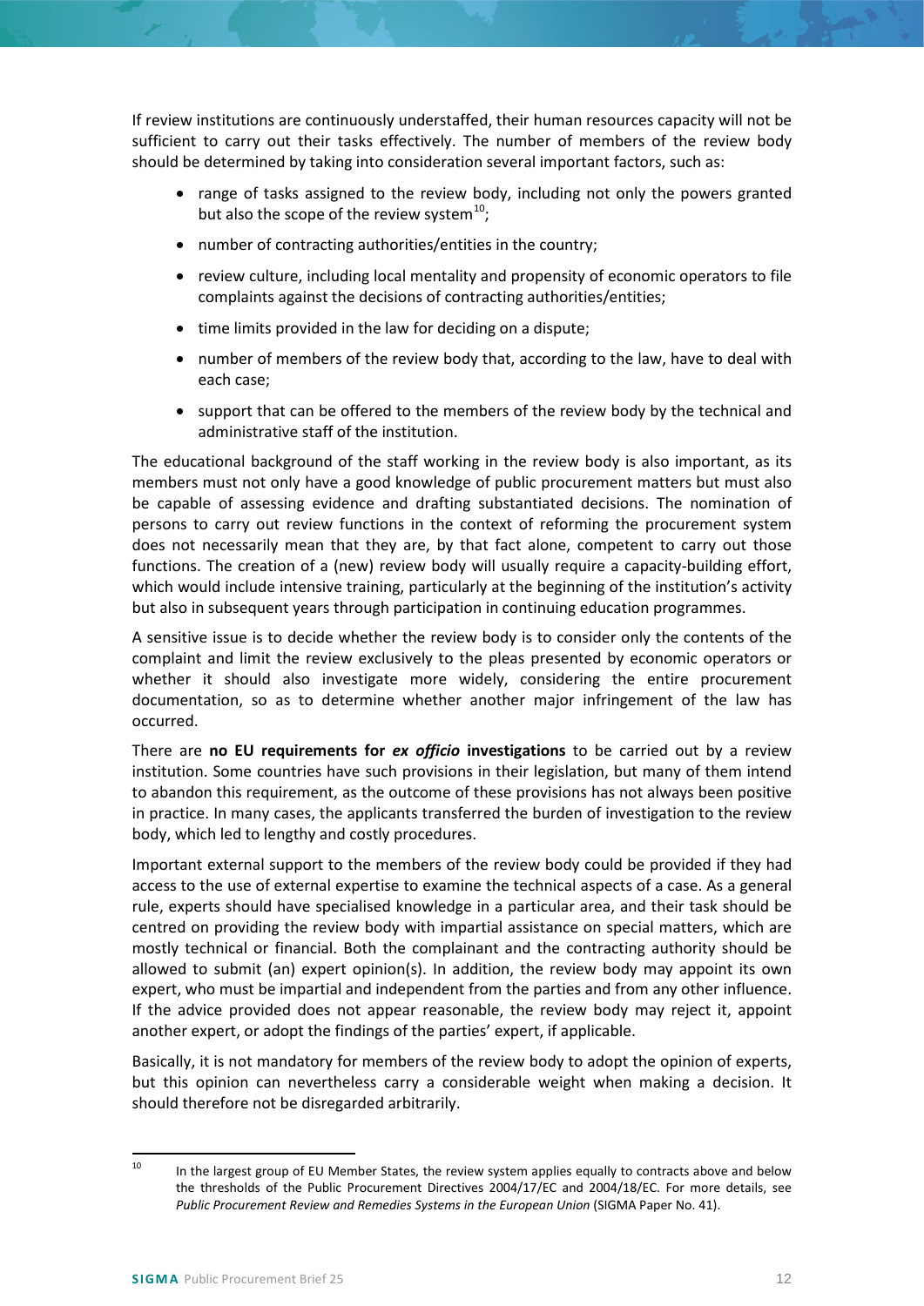If review institutions are continuously understaffed, their human resources capacity will not be sufficient to carry out their tasks effectively. The number of members of the review body should be determined by taking into consideration several important factors, such as:

- range of tasks assigned to the review body, including not only the powers granted but also the scope of the review system[10];
- number of contracting authorities/entities in the country;
- review culture, including local mentality and propensity of economic operators to file complaints against the decisions of contracting authorities/entities;
- time limits provided in the law for deciding on a dispute;
- number of members of the review body that, according to the law, have to deal with each case;
- support that can be offered to the members of the review body by the technical and administrative staff of the institution.

The educational background of the staff working in the review body is also important, as its members must not only have a good knowledge of public procurement matters but must also be capable of assessing evidence and drafting substantiated decisions. The nomination of persons to carry out review functions in the context of reforming the procurement system does not necessarily mean that they are, by that fact alone, competent to carry out those functions. The creation of a (new) review body will usually require a capacity-building effort, which would include intensive training, particularly at the beginning of the institution's activity but also in subsequent years through participation in continuing education programmes.

A sensitive issue is to decide whether the review body is to consider only the contents of the complaint and limit the review exclusively to the pleas presented by economic operators or whether it should also investigate more widely, considering the entire procurement documentation, so as to determine whether another major infringement of the law has occurred.

There are **no EU requirements for *ex officio* investigations** to be carried out by a review institution. Some countries have such provisions in their legislation, but many of them intend to abandon this requirement, as the outcome of these provisions has not always been positive in practice. In many cases, the applicants transferred the burden of investigation to the review body, which led to lengthy and costly procedures.

Important external support to the members of the review body could be provided if they had access to the use of external expertise to examine the technical aspects of a case. As a general rule, experts should have specialised knowledge in a particular area, and their task should be centred on providing the review body with impartial assistance on special matters, which are mostly technical or financial. Both the complainant and the contracting authority should be allowed to submit (an) expert opinion(s). In addition, the review body may appoint its own expert, who must be impartial and independent from the parties and from any other influence. If the advice provided does not appear reasonable, the review body may reject it, appoint another expert, or adopt the findings of the parties' expert, if applicable.

Basically, it is not mandatory for members of the review body to adopt the opinion of experts, but this opinion can nevertheless carry a considerable weight when making a decision. It should therefore not be disregarded arbitrarily.

---

[10] In the largest group of EU Member States, the review system applies equally to contracts above and below the thresholds of the Public Procurement Directives 2004/17/EC and 2004/18/EC. For more details, see *Public Procurement Review and Remedies Systems in the European Union* (SIGMA Paper No. 41).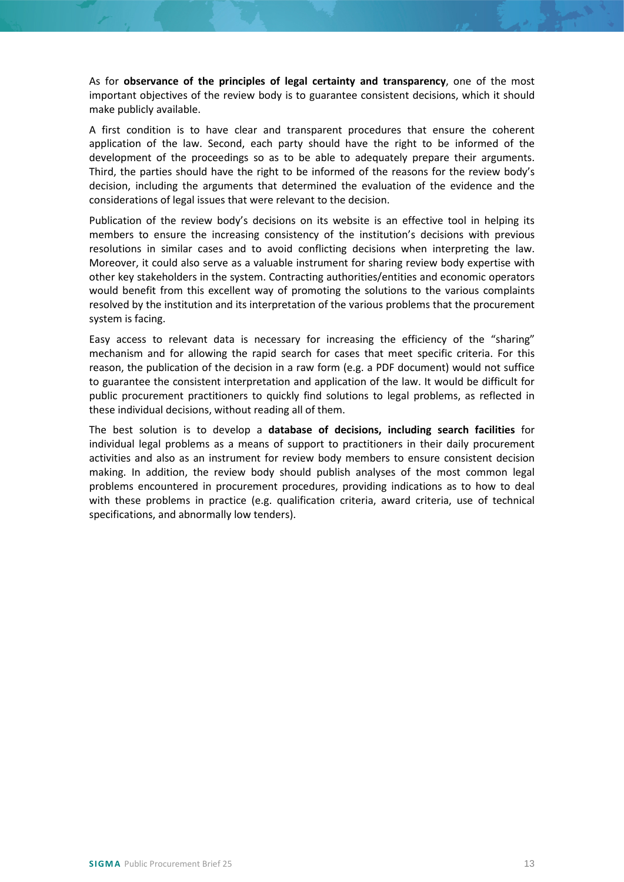As for **observance of the principles of legal certainty and transparency**, one of the most important objectives of the review body is to guarantee consistent decisions, which it should make publicly available.

A first condition is to have clear and transparent procedures that ensure the coherent application of the law. Second, each party should have the right to be informed of the development of the proceedings so as to be able to adequately prepare their arguments. Third, the parties should have the right to be informed of the reasons for the review body's decision, including the arguments that determined the evaluation of the evidence and the considerations of legal issues that were relevant to the decision.

Publication of the review body's decisions on its website is an effective tool in helping its members to ensure the increasing consistency of the institution's decisions with previous resolutions in similar cases and to avoid conflicting decisions when interpreting the law. Moreover, it could also serve as a valuable instrument for sharing review body expertise with other key stakeholders in the system. Contracting authorities/entities and economic operators would benefit from this excellent way of promoting the solutions to the various complaints resolved by the institution and its interpretation of the various problems that the procurement system is facing.

Easy access to relevant data is necessary for increasing the efficiency of the "sharing" mechanism and for allowing the rapid search for cases that meet specific criteria. For this reason, the publication of the decision in a raw form (e.g. a PDF document) would not suffice to guarantee the consistent interpretation and application of the law. It would be difficult for public procurement practitioners to quickly find solutions to legal problems, as reflected in these individual decisions, without reading all of them.

The best solution is to develop a **database of decisions, including search facilities** for individual legal problems as a means of support to practitioners in their daily procurement activities and also as an instrument for review body members to ensure consistent decision making. In addition, the review body should publish analyses of the most common legal problems encountered in procurement procedures, providing indications as to how to deal with these problems in practice (e.g. qualification criteria, award criteria, use of technical specifications, and abnormally low tenders).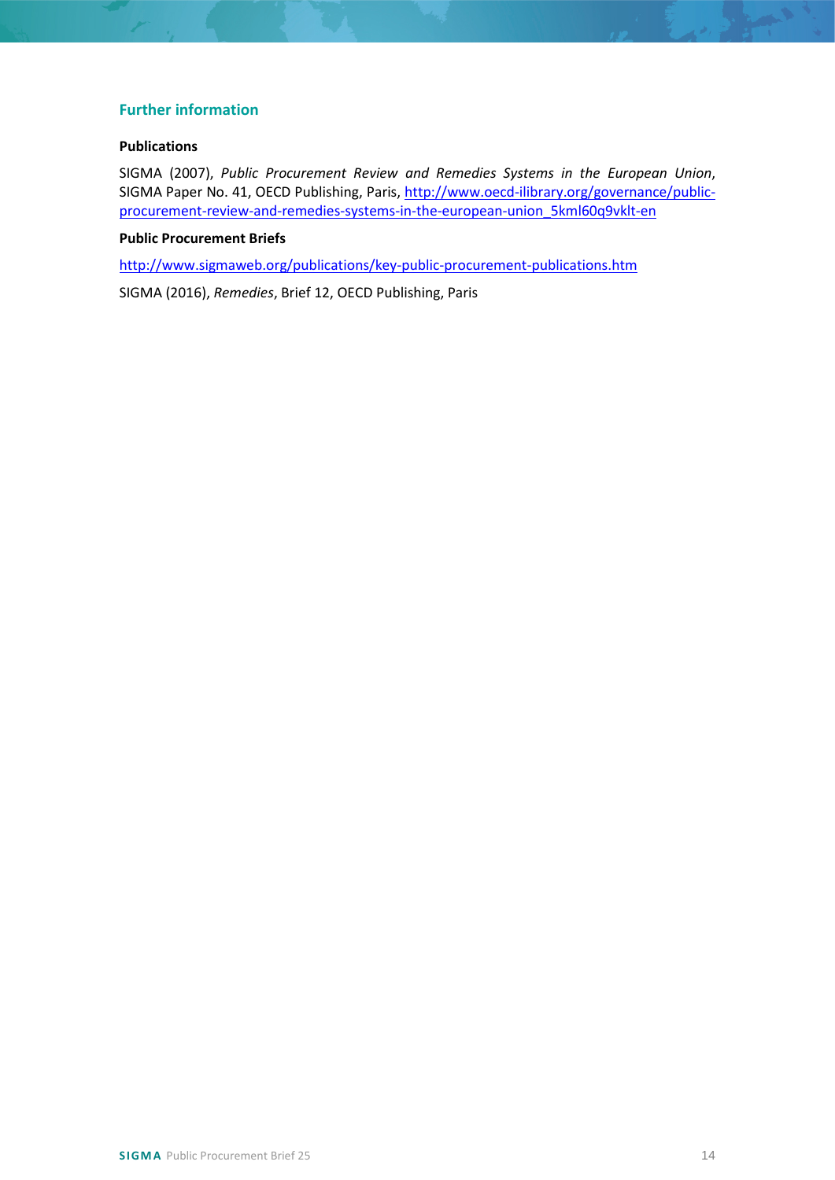## Further information

**Publications**

SIGMA (2007), *Public Procurement Review and Remedies Systems in the European Union*, SIGMA Paper No. 41, OECD Publishing, Paris, http://www.oecd-ilibrary.org/governance/public-procurement-review-and-remedies-systems-in-the-european-union_5kml60q9vklt-en

**Public Procurement Briefs**

http://www.sigmaweb.org/publications/key-public-procurement-publications.htm

SIGMA (2016), *Remedies*, Brief 12, OECD Publishing, Paris